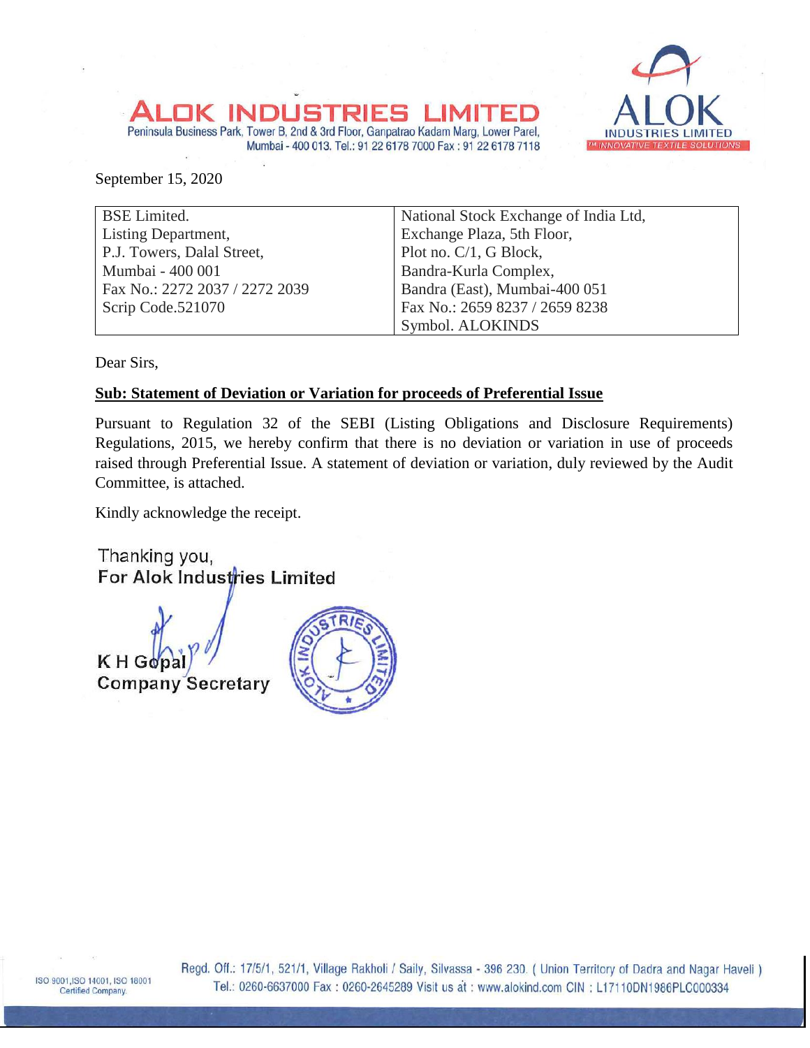# ALOK INDUSTRIES LIMITED

Peninsula Business Park, Tower B, 2nd & 3rd Floor, Ganpatrao Kadam Marg, Lower Parel, Mumbai - 400 013. Tel.: 91 22 6178 7000 Fax : 91 22 6178 7118

September 15, 2020

| BSE Limited.<br>Listing Department,<br>P.J. Towers, Dalal Street,<br>Mumbai - 400 001<br>Fax No.: 2272 2037 / 2272 2039<br>Scrip Code.521070 | National Stock Exchange of India Ltd,<br>Exchange Plaza, 5th Floor,<br>Plot no. C/1, G Block,<br>Bandra-Kurla Complex,<br>Bandra (East), Mumbai-400 051<br>Fax No.: 2659 8237 / 2659 8238<br>Symbol. ALOKINDS |
|---|---|

Dear Sirs,

**Sub: Statement of Deviation or Variation for proceeds of Preferential Issue**

Pursuant to Regulation 32 of the SEBI (Listing Obligations and Disclosure Requirements) Regulations, 2015, we hereby confirm that there is no deviation or variation in use of proceeds raised through Preferential Issue. A statement of deviation or variation, duly reviewed by the Audit Committee, is attached.

Kindly acknowledge the receipt.

Thanking you,
For Alok Industries Limited

K H Gopal
Company Secretary

Regd. Off.: 17/5/1, 521/1, Village Rakholi / Saily, Silvassa - 396 230. ( Union Territory of Dadra and Nagar Haveli )
Tel.: 0260-6637000 Fax : 0260-2645289 Visit us at : www.alokind.com CIN : L17110DN1986PLC000334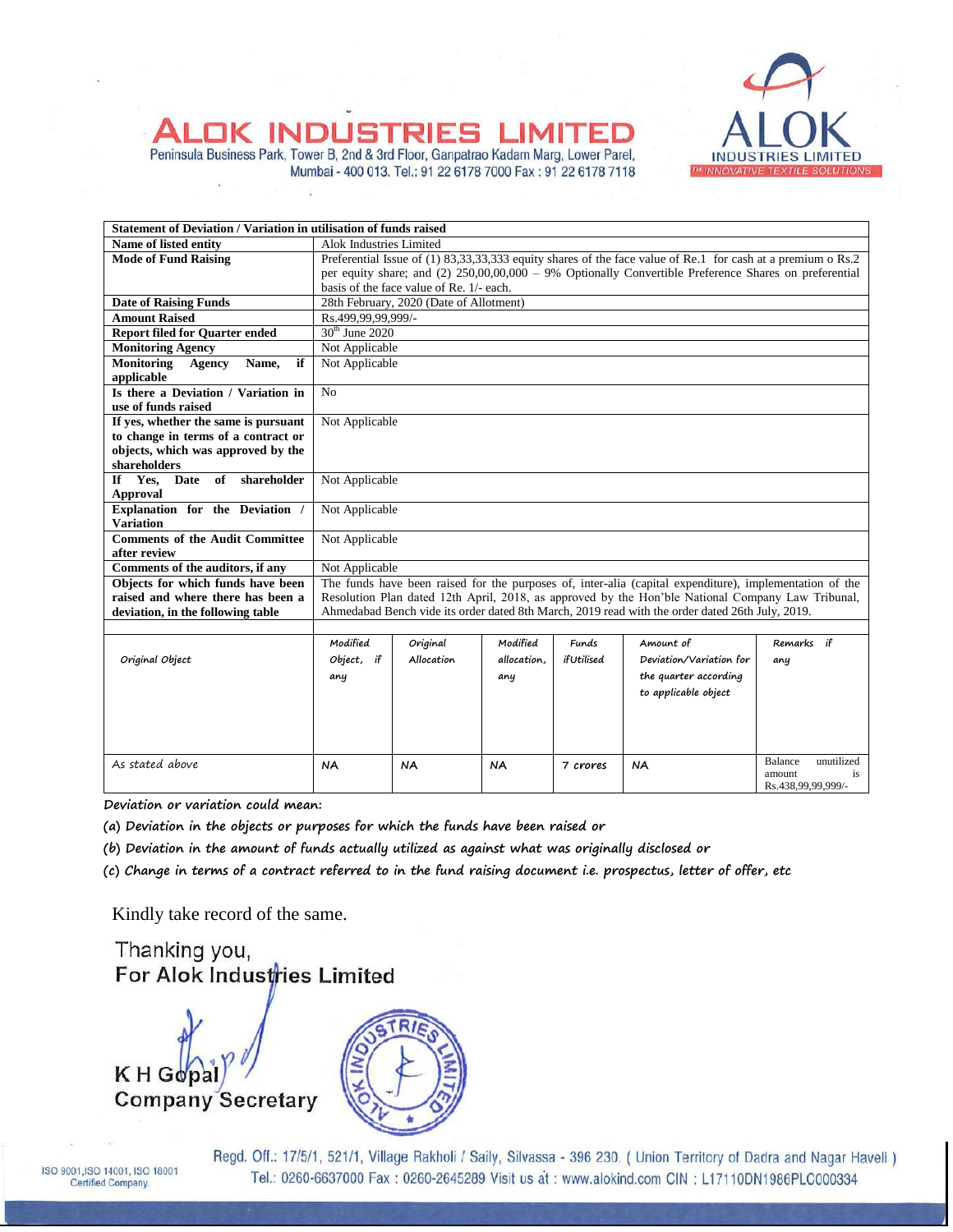# ALOK INDUSTRIES LIMITED

Peninsula Business Park, Tower B, 2nd & 3rd Floor, Ganpatrao Kadam Marg, Lower Parel, Mumbai - 400 013. Tel.: 91 22 6178 7000 Fax : 91 22 6178 7118

| Statement of Deviation / Variation in utilisation of funds raised | |
|---|---|
| **Name of listed entity** | Alok Industries Limited |
| **Mode of Fund Raising** | Preferential Issue of (1) 83,33,33,333 equity shares of the face value of Re.1 for cash at a premium o Rs.2 per equity share; and (2) 250,00,00,000 – 9% Optionally Convertible Preference Shares on preferential basis of the face value of Re. 1/- each. |
| **Date of Raising Funds** | 28th February, 2020 (Date of Allotment) |
| **Amount Raised** | Rs.499,99,99,999/- |
| **Report filed for Quarter ended** | 30th June 2020 |
| **Monitoring Agency** | Not Applicable |
| **Monitoring Agency Name, if applicable** | Not Applicable |
| **Is there a Deviation / Variation in use of funds raised** | No |
| **If yes, whether the same is pursuant to change in terms of a contract or objects, which was approved by the shareholders** | Not Applicable |
| **If Yes, Date of shareholder Approval** | Not Applicable |
| **Explanation for the Deviation / Variation** | Not Applicable |
| **Comments of the Audit Committee after review** | Not Applicable |
| **Comments of the auditors, if any** | Not Applicable |
| **Objects for which funds have been raised and where there has been a deviation, in the following table** | The funds have been raised for the purposes of, inter-alia (capital expenditure), implementation of the Resolution Plan dated 12th April, 2018, as approved by the Hon'ble National Company Law Tribunal, Ahmedabad Bench vide its order dated 8th March, 2019 read with the order dated 26th July, 2019. |

| Original Object | Modified Object, if any | Original Allocation | Modified allocation, any | Funds if Utilised | Amount of Deviation/Variation for the quarter according to applicable object | Remarks if any |
|---|---|---|---|---|---|---|
| As stated above | NA | NA | NA | 7 crores | NA | Balance unutilized amount is Rs.438,99,99,999/- |

*Deviation or variation could mean:*

*(a) Deviation in the objects or purposes for which the funds have been raised or*

*(b) Deviation in the amount of funds actually utilized as against what was originally disclosed or*

*(c) Change in terms of a contract referred to in the fund raising document i.e. prospectus, letter of offer, etc*

Kindly take record of the same.

Thanking you,
**For Alok Industries Limited**

**K H Gopal**
**Company Secretary**

Regd. Off.: 17/5/1, 521/1, Village Rakholi / Saily, Silvassa - 396 230. ( Union Territory of Dadra and Nagar Haveli )
Tel.: 0260-6637000 Fax : 0260-2645289 Visit us at : www.alokind.com CIN : L17110DN1986PLC000334

ISO 9001,ISO 14001, ISO 18001 Certified Company.